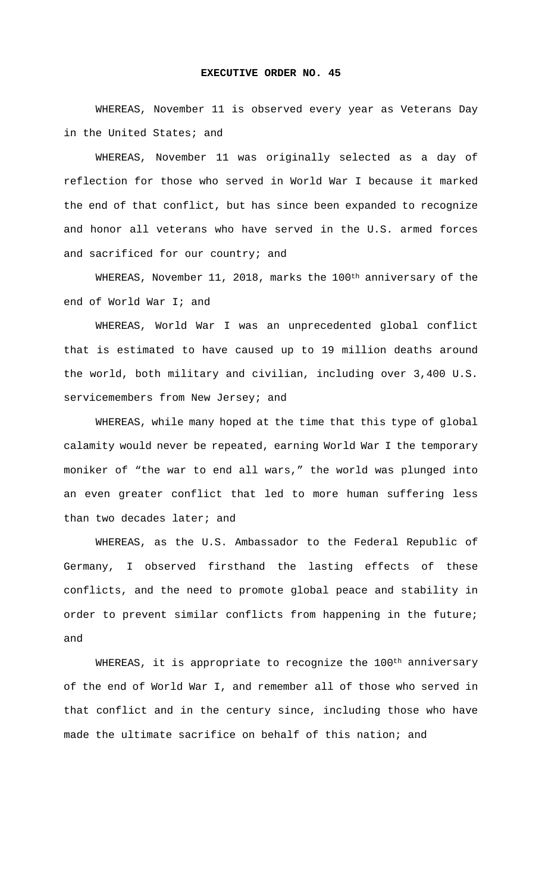**EXECUTIVE ORDER NO. 45**

WHEREAS, November 11 is observed every year as Veterans Day in the United States; and

WHEREAS, November 11 was originally selected as a day of reflection for those who served in World War I because it marked the end of that conflict, but has since been expanded to recognize and honor all veterans who have served in the U.S. armed forces and sacrificed for our country; and

WHEREAS, November 11, 2018, marks the 100th anniversary of the end of World War I; and

WHEREAS, World War I was an unprecedented global conflict that is estimated to have caused up to 19 million deaths around the world, both military and civilian, including over 3,400 U.S. servicemembers from New Jersey; and

WHEREAS, while many hoped at the time that this type of global calamity would never be repeated, earning World War I the temporary moniker of "the war to end all wars," the world was plunged into an even greater conflict that led to more human suffering less than two decades later; and

WHEREAS, as the U.S. Ambassador to the Federal Republic of Germany, I observed firsthand the lasting effects of these conflicts, and the need to promote global peace and stability in order to prevent similar conflicts from happening in the future; and

WHEREAS, it is appropriate to recognize the 100th anniversary of the end of World War I, and remember all of those who served in that conflict and in the century since, including those who have made the ultimate sacrifice on behalf of this nation; and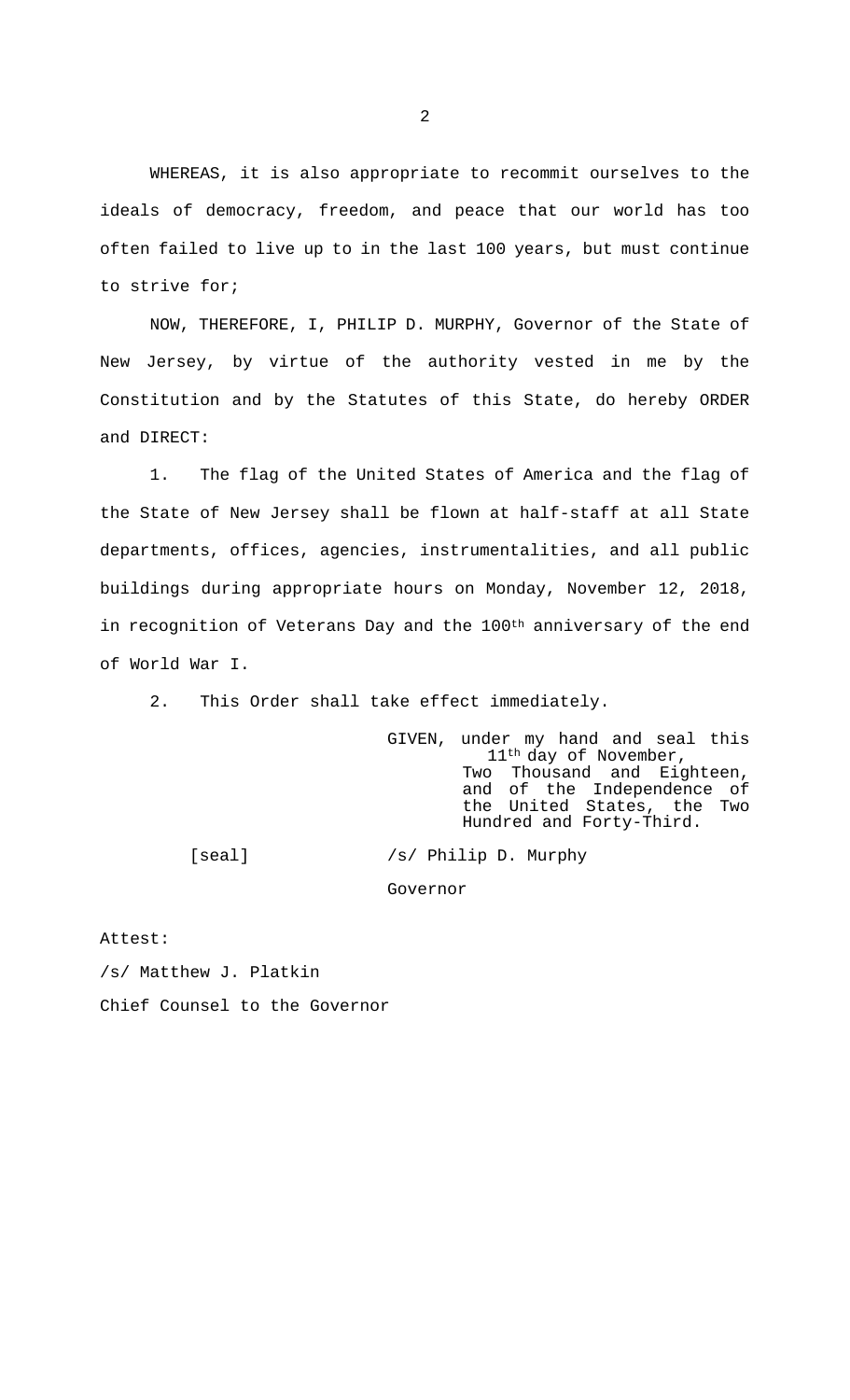WHEREAS, it is also appropriate to recommit ourselves to the ideals of democracy, freedom, and peace that our world has too often failed to live up to in the last 100 years, but must continue to strive for;

NOW, THEREFORE, I, PHILIP D. MURPHY, Governor of the State of New Jersey, by virtue of the authority vested in me by the Constitution and by the Statutes of this State, do hereby ORDER and DIRECT:

1. The flag of the United States of America and the flag of the State of New Jersey shall be flown at half-staff at all State departments, offices, agencies, instrumentalities, and all public buildings during appropriate hours on Monday, November 12, 2018, in recognition of Veterans Day and the 100th anniversary of the end of World War I.

2. This Order shall take effect immediately.

GIVEN, under my hand and seal this 11th day of November, Two Thousand and Eighteen, and of the Independence of the United States, the Two Hundred and Forty-Third.

[seal]

/s/ Philip D. Murphy

Governor

Attest:

/s/ Matthew J. Platkin

Chief Counsel to the Governor